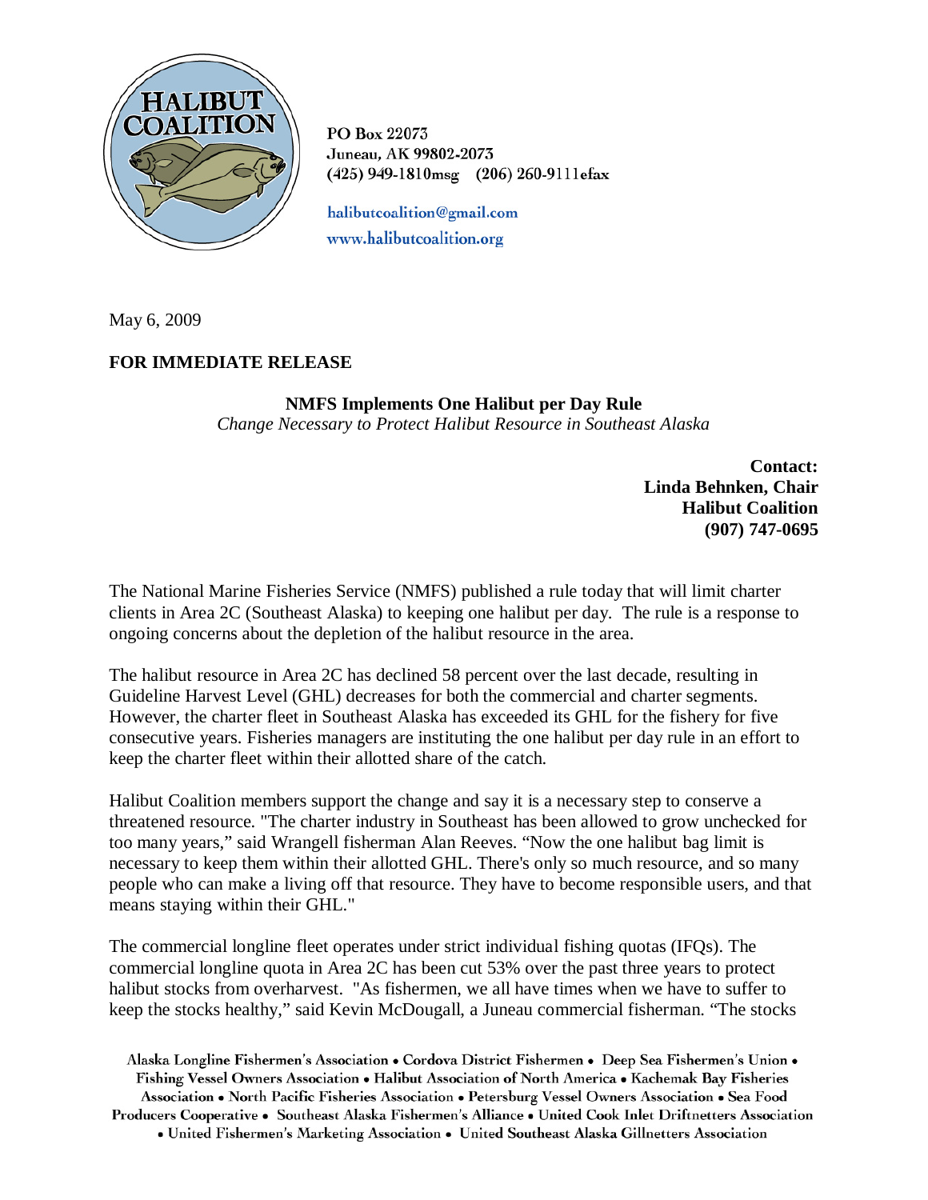HALIBUT COALITION

PO Box 22073
Juneau, AK 99802-2073
(425) 949-1810msg (206) 260-9111efax

halibutcoalition@gmail.com
www.halibutcoalition.org

May 6, 2009

**FOR IMMEDIATE RELEASE**

**NMFS Implements One Halibut per Day Rule**
*Change Necessary to Protect Halibut Resource in Southeast Alaska*

**Contact:**
**Linda Behnken, Chair**
**Halibut Coalition**
**(907) 747-0695**

The National Marine Fisheries Service (NMFS) published a rule today that will limit charter clients in Area 2C (Southeast Alaska) to keeping one halibut per day. The rule is a response to ongoing concerns about the depletion of the halibut resource in the area.

The halibut resource in Area 2C has declined 58 percent over the last decade, resulting in Guideline Harvest Level (GHL) decreases for both the commercial and charter segments. However, the charter fleet in Southeast Alaska has exceeded its GHL for the fishery for five consecutive years. Fisheries managers are instituting the one halibut per day rule in an effort to keep the charter fleet within their allotted share of the catch.

Halibut Coalition members support the change and say it is a necessary step to conserve a threatened resource. "The charter industry in Southeast has been allowed to grow unchecked for too many years," said Wrangell fisherman Alan Reeves. "Now the one halibut bag limit is necessary to keep them within their allotted GHL. There's only so much resource, and so many people who can make a living off that resource. They have to become responsible users, and that means staying within their GHL."

The commercial longline fleet operates under strict individual fishing quotas (IFQs). The commercial longline quota in Area 2C has been cut 53% over the past three years to protect halibut stocks from overharvest. "As fishermen, we all have times when we have to suffer to keep the stocks healthy," said Kevin McDougall, a Juneau commercial fisherman. "The stocks

Alaska Longline Fishermen's Association • Cordova District Fishermen • Deep Sea Fishermen's Union • Fishing Vessel Owners Association • Halibut Association of North America • Kachemak Bay Fisheries Association • North Pacific Fisheries Association • Petersburg Vessel Owners Association • Sea Food Producers Cooperative • Southeast Alaska Fishermen's Alliance • United Cook Inlet Driftnetters Association • United Fishermen's Marketing Association • United Southeast Alaska Gillnetters Association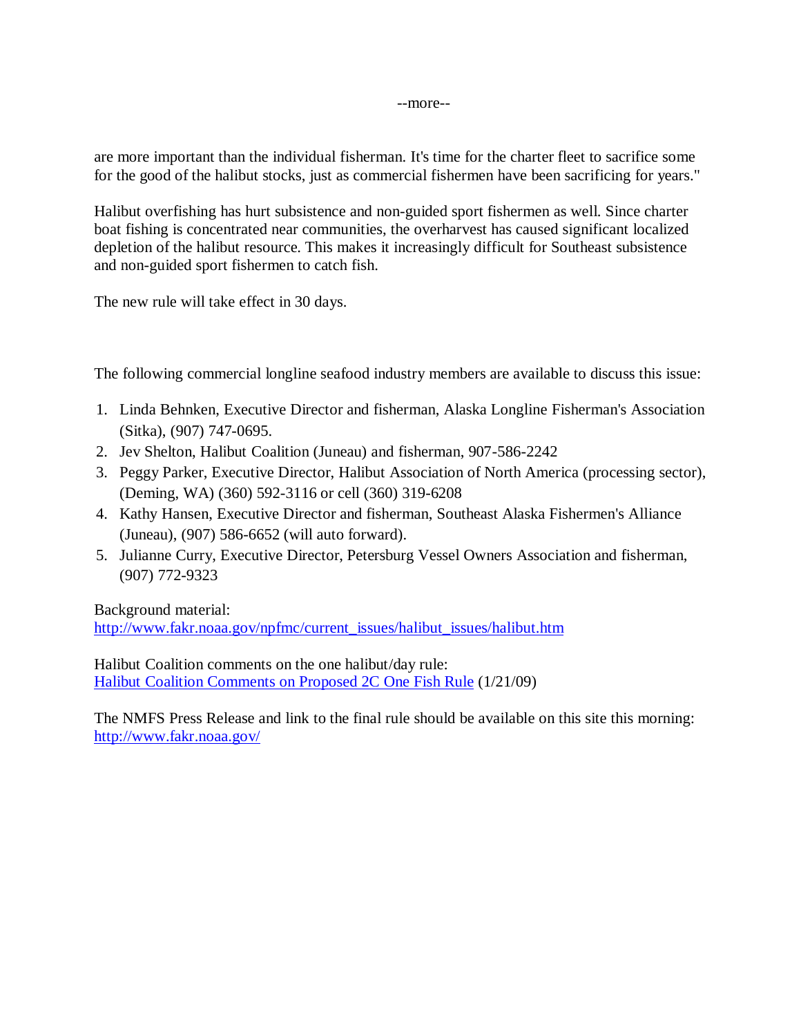--more--

are more important than the individual fisherman. It's time for the charter fleet to sacrifice some for the good of the halibut stocks, just as commercial fishermen have been sacrificing for years."

Halibut overfishing has hurt subsistence and non-guided sport fishermen as well. Since charter boat fishing is concentrated near communities, the overharvest has caused significant localized depletion of the halibut resource. This makes it increasingly difficult for Southeast subsistence and non-guided sport fishermen to catch fish.

The new rule will take effect in 30 days.

The following commercial longline seafood industry members are available to discuss this issue:

1. Linda Behnken, Executive Director and fisherman, Alaska Longline Fisherman's Association (Sitka), (907) 747-0695.
2. Jev Shelton, Halibut Coalition (Juneau) and fisherman, 907-586-2242
3. Peggy Parker, Executive Director, Halibut Association of North America (processing sector), (Deming, WA) (360) 592-3116 or cell (360) 319-6208
4. Kathy Hansen, Executive Director and fisherman, Southeast Alaska Fishermen's Alliance (Juneau), (907) 586-6652 (will auto forward).
5. Julianne Curry, Executive Director, Petersburg Vessel Owners Association and fisherman, (907) 772-9323

Background material:
http://www.fakr.noaa.gov/npfmc/current_issues/halibut_issues/halibut.htm

Halibut Coalition comments on the one halibut/day rule:
Halibut Coalition Comments on Proposed 2C One Fish Rule (1/21/09)

The NMFS Press Release and link to the final rule should be available on this site this morning:
http://www.fakr.noaa.gov/